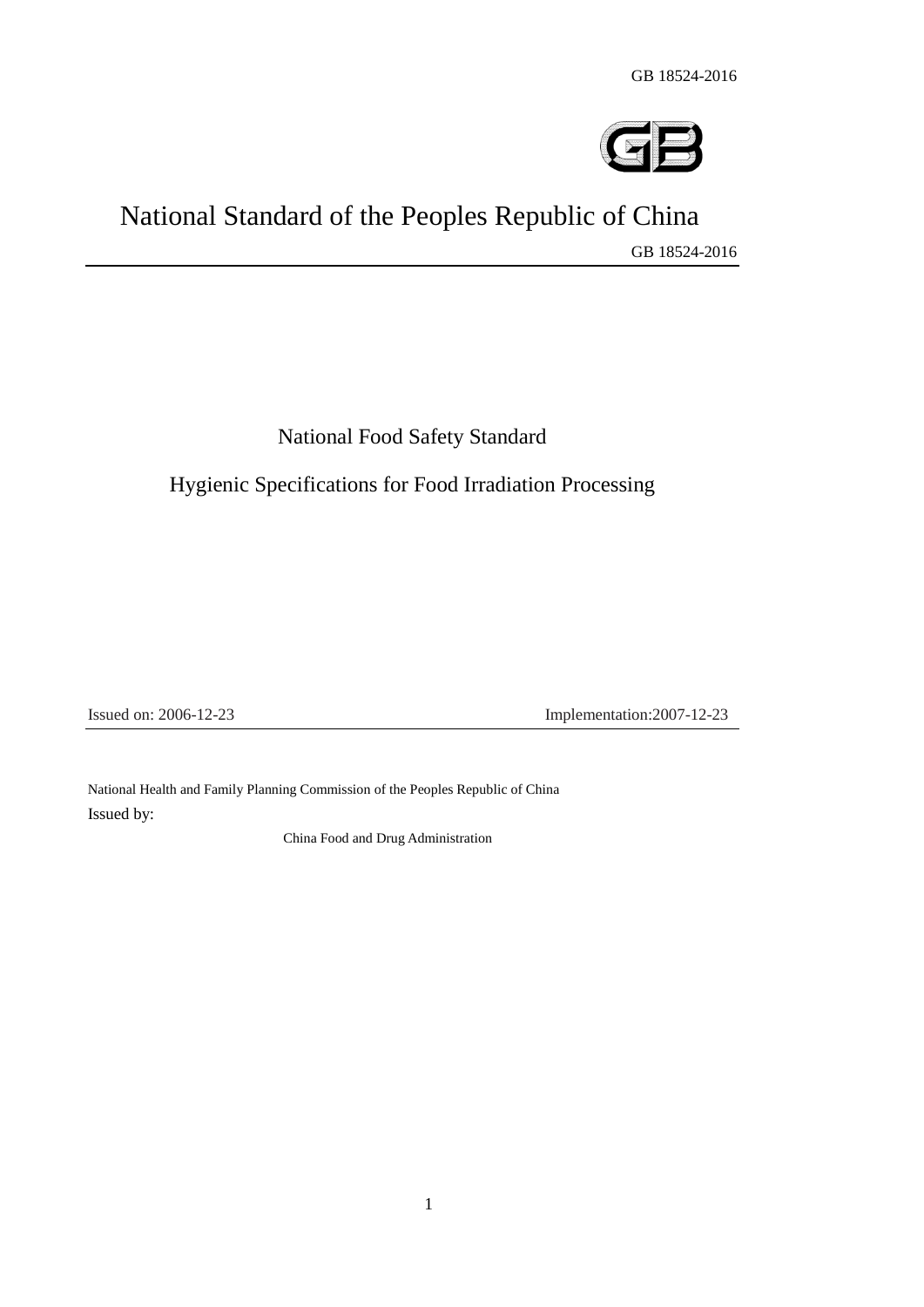GB 18524-2016

# National Standard of the Peoples Republic of China

GB 18524-2016

## National Food Safety Standard

## Hygienic Specifications for Food Irradiation Processing

Issued on: 2006-12-23 Implementation:2007-12-23

Issued by:

National Health and Family Planning Commission of the Peoples Republic of China

China Food and Drug Administration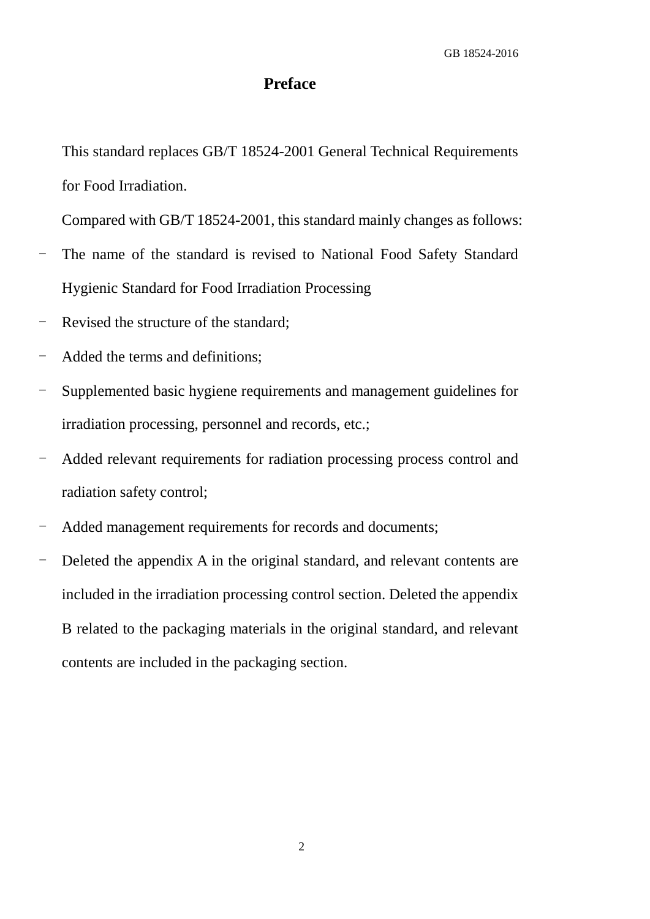# Preface

This standard replaces GB/T 18524-2001 General Technical Requirements for Food Irradiation.

Compared with GB/T 18524-2001, this standard mainly changes as follows:

- The name of the standard is revised to National Food Safety Standard Hygienic Standard for Food Irradiation Processing
- Revised the structure of the standard;
- Added the terms and definitions;
- Supplemented basic hygiene requirements and management guidelines for irradiation processing, personnel and records, etc.;
- Added relevant requirements for radiation processing process control and radiation safety control;
- Added management requirements for records and documents;
- Deleted the appendix A in the original standard, and relevant contents are included in the irradiation processing control section. Deleted the appendix B related to the packaging materials in the original standard, and relevant contents are included in the packaging section.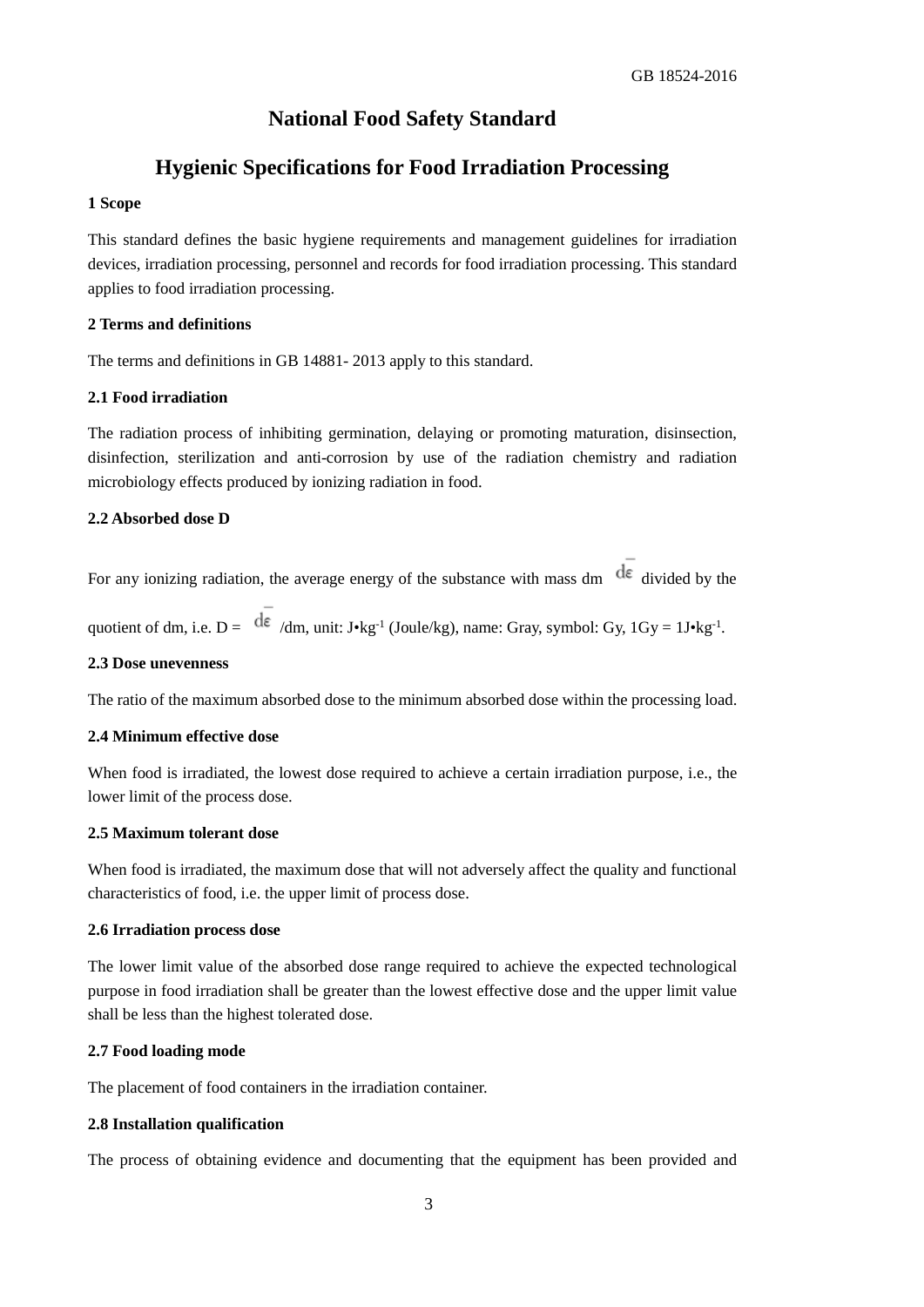# National Food Safety Standard

# Hygienic Specifications for Food Irradiation Processing

## 1 Scope

This standard defines the basic hygiene requirements and management guidelines for irradiation devices, irradiation processing, personnel and records for food irradiation processing. This standard applies to food irradiation processing.

## 2 Terms and definitions

The terms and definitions in GB 14881- 2013 apply to this standard.

### 2.1 Food irradiation

The radiation process of inhibiting germination, delaying or promoting maturation, disinsection, disinfection, sterilization and anti-corrosion by use of the radiation chemistry and radiation microbiology effects produced by ionizing radiation in food.

### 2.2 Absorbed dose D

For any ionizing radiation, the average energy of the substance with mass dm $d\bar{\varepsilon}$ divided by the quotient of dm, i.e. D = $d\bar{\varepsilon}$ /dm, unit: $J•kg^{-1}$ (Joule/kg), name: Gray, symbol: Gy, 1Gy = $1J•kg^{-1}$.

### 2.3 Dose unevenness

The ratio of the maximum absorbed dose to the minimum absorbed dose within the processing load.

### 2.4 Minimum effective dose

When food is irradiated, the lowest dose required to achieve a certain irradiation purpose, i.e., the lower limit of the process dose.

### 2.5 Maximum tolerant dose

When food is irradiated, the maximum dose that will not adversely affect the quality and functional characteristics of food, i.e. the upper limit of process dose.

### 2.6 Irradiation process dose

The lower limit value of the absorbed dose range required to achieve the expected technological purpose in food irradiation shall be greater than the lowest effective dose and the upper limit value shall be less than the highest tolerated dose.

### 2.7 Food loading mode

The placement of food containers in the irradiation container.

### 2.8 Installation qualification

The process of obtaining evidence and documenting that the equipment has been provided and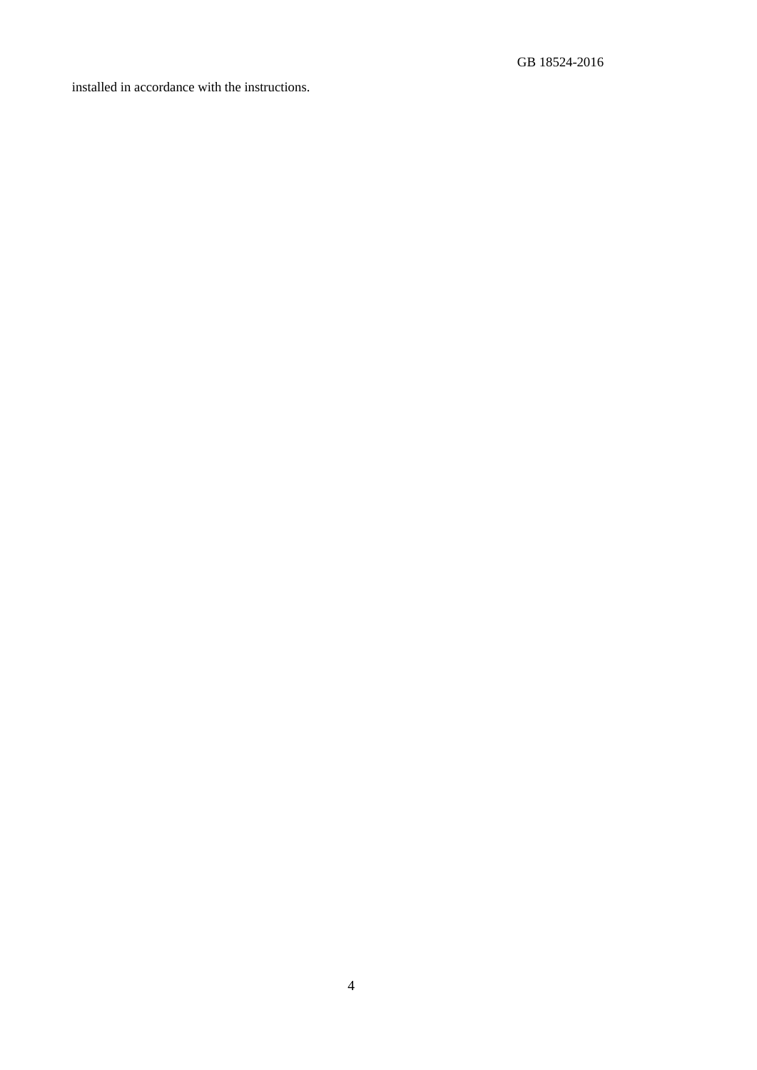installed in accordance with the instructions.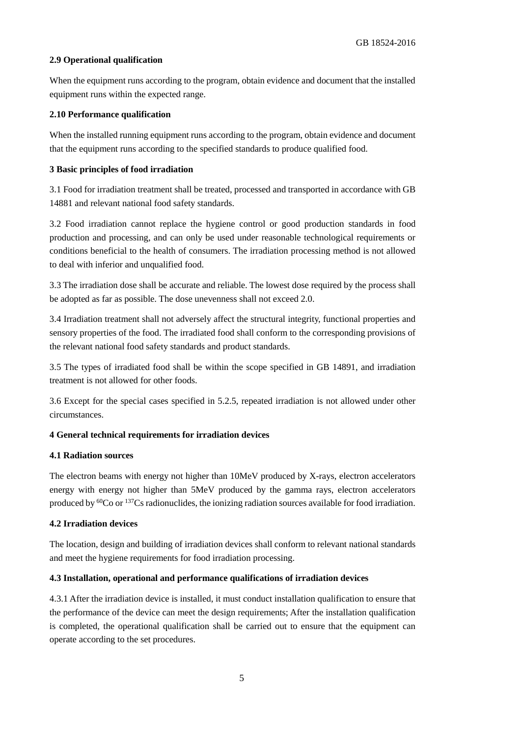### 2.9 Operational qualification

When the equipment runs according to the program, obtain evidence and document that the installed equipment runs within the expected range.

### 2.10 Performance qualification

When the installed running equipment runs according to the program, obtain evidence and document that the equipment runs according to the specified standards to produce qualified food.

## 3 Basic principles of food irradiation

3.1 Food for irradiation treatment shall be treated, processed and transported in accordance with GB 14881 and relevant national food safety standards.

3.2 Food irradiation cannot replace the hygiene control or good production standards in food production and processing, and can only be used under reasonable technological requirements or conditions beneficial to the health of consumers. The irradiation processing method is not allowed to deal with inferior and unqualified food.

3.3 The irradiation dose shall be accurate and reliable. The lowest dose required by the process shall be adopted as far as possible. The dose unevenness shall not exceed 2.0.

3.4 Irradiation treatment shall not adversely affect the structural integrity, functional properties and sensory properties of the food. The irradiated food shall conform to the corresponding provisions of the relevant national food safety standards and product standards.

3.5 The types of irradiated food shall be within the scope specified in GB 14891, and irradiation treatment is not allowed for other foods.

3.6 Except for the special cases specified in 5.2.5, repeated irradiation is not allowed under other circumstances.

## 4 General technical requirements for irradiation devices

### 4.1 Radiation sources

The electron beams with energy not higher than 10MeV produced by X-rays, electron accelerators energy with energy not higher than 5MeV produced by the gamma rays, electron accelerators produced by $^{60}Co$ or $^{137}Cs$ radionuclides, the ionizing radiation sources available for food irradiation.

### 4.2 Irradiation devices

The location, design and building of irradiation devices shall conform to relevant national standards and meet the hygiene requirements for food irradiation processing.

### 4.3 Installation, operational and performance qualifications of irradiation devices

4.3.1 After the irradiation device is installed, it must conduct installation qualification to ensure that the performance of the device can meet the design requirements; After the installation qualification is completed, the operational qualification shall be carried out to ensure that the equipment can operate according to the set procedures.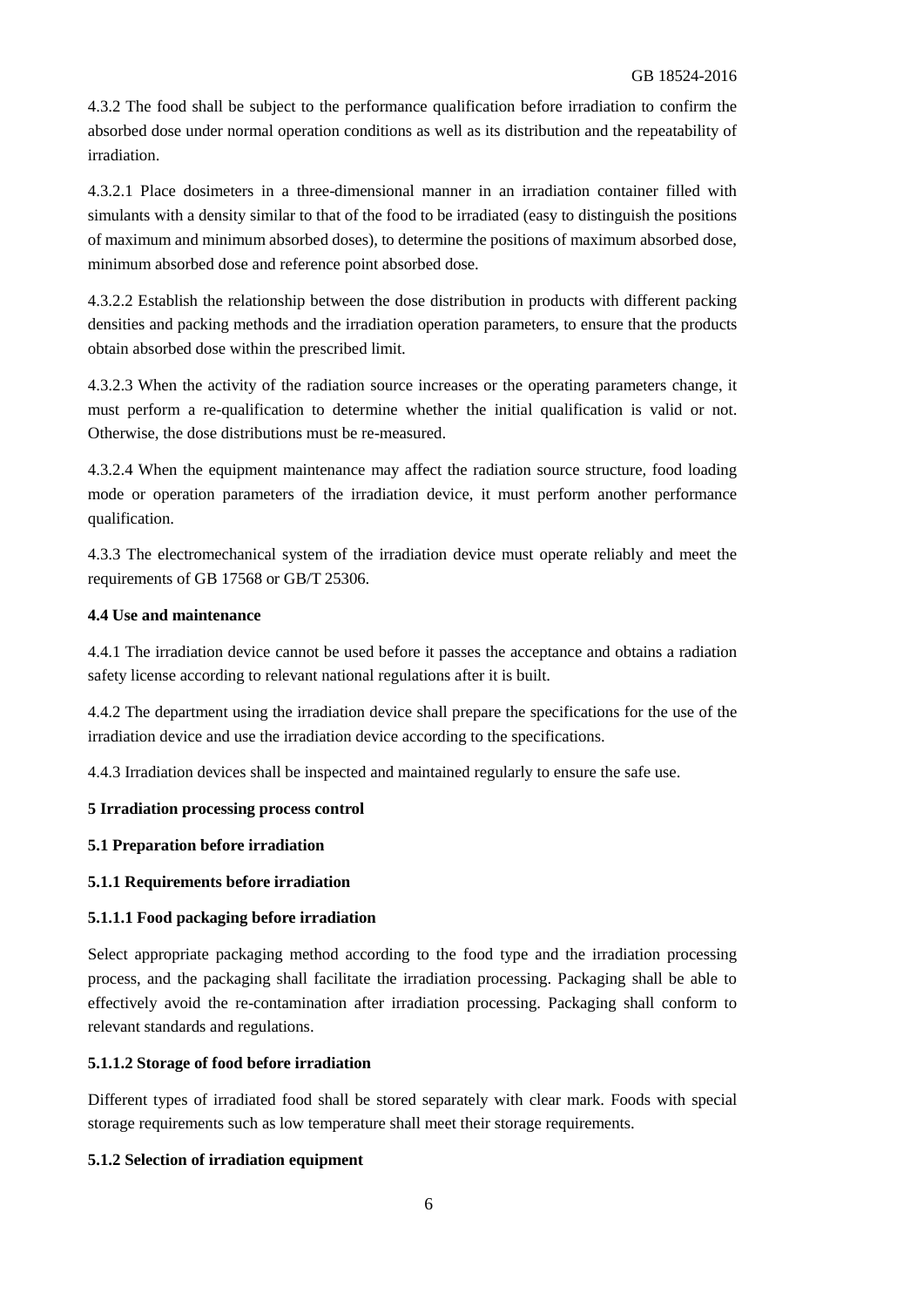4.3.2 The food shall be subject to the performance qualification before irradiation to confirm the absorbed dose under normal operation conditions as well as its distribution and the repeatability of irradiation.

4.3.2.1 Place dosimeters in a three-dimensional manner in an irradiation container filled with simulants with a density similar to that of the food to be irradiated (easy to distinguish the positions of maximum and minimum absorbed doses), to determine the positions of maximum absorbed dose, minimum absorbed dose and reference point absorbed dose.

4.3.2.2 Establish the relationship between the dose distribution in products with different packing densities and packing methods and the irradiation operation parameters, to ensure that the products obtain absorbed dose within the prescribed limit.

4.3.2.3 When the activity of the radiation source increases or the operating parameters change, it must perform a re-qualification to determine whether the initial qualification is valid or not. Otherwise, the dose distributions must be re-measured.

4.3.2.4 When the equipment maintenance may affect the radiation source structure, food loading mode or operation parameters of the irradiation device, it must perform another performance qualification.

4.3.3 The electromechanical system of the irradiation device must operate reliably and meet the requirements of GB 17568 or GB/T 25306.

**4.4 Use and maintenance**

4.4.1 The irradiation device cannot be used before it passes the acceptance and obtains a radiation safety license according to relevant national regulations after it is built.

4.4.2 The department using the irradiation device shall prepare the specifications for the use of the irradiation device and use the irradiation device according to the specifications.

4.4.3 Irradiation devices shall be inspected and maintained regularly to ensure the safe use.

**5 Irradiation processing process control**

**5.1 Preparation before irradiation**

**5.1.1 Requirements before irradiation**

**5.1.1.1 Food packaging before irradiation**

Select appropriate packaging method according to the food type and the irradiation processing process, and the packaging shall facilitate the irradiation processing. Packaging shall be able to effectively avoid the re-contamination after irradiation processing. Packaging shall conform to relevant standards and regulations.

**5.1.1.2 Storage of food before irradiation**

Different types of irradiated food shall be stored separately with clear mark. Foods with special storage requirements such as low temperature shall meet their storage requirements.

**5.1.2 Selection of irradiation equipment**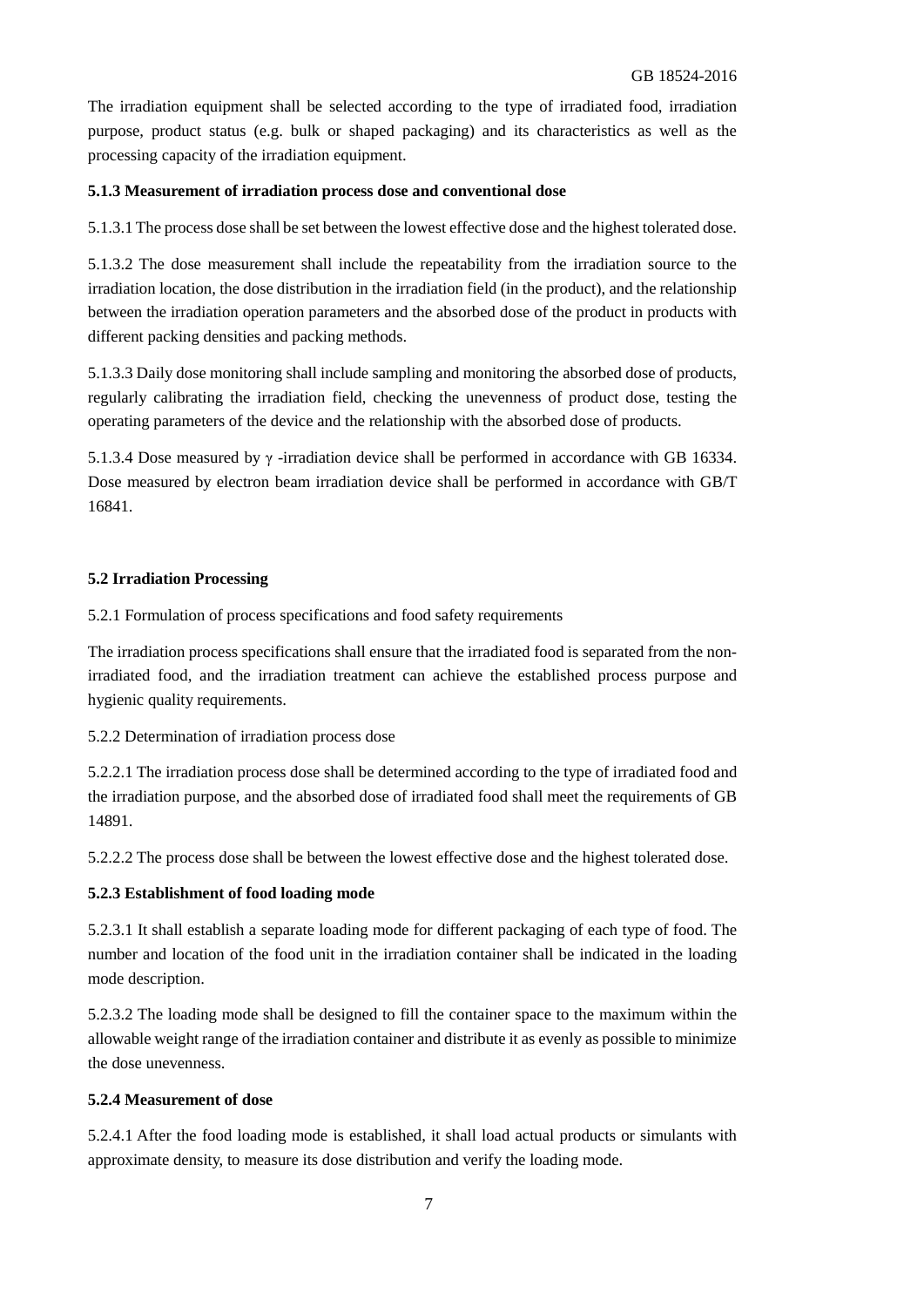The irradiation equipment shall be selected according to the type of irradiated food, irradiation purpose, product status (e.g. bulk or shaped packaging) and its characteristics as well as the processing capacity of the irradiation equipment.

**5.1.3 Measurement of irradiation process dose and conventional dose**

5.1.3.1 The process dose shall be set between the lowest effective dose and the highest tolerated dose.

5.1.3.2 The dose measurement shall include the repeatability from the irradiation source to the irradiation location, the dose distribution in the irradiation field (in the product), and the relationship between the irradiation operation parameters and the absorbed dose of the product in products with different packing densities and packing methods.

5.1.3.3 Daily dose monitoring shall include sampling and monitoring the absorbed dose of products, regularly calibrating the irradiation field, checking the unevenness of product dose, testing the operating parameters of the device and the relationship with the absorbed dose of products.

5.1.3.4 Dose measured by $\gamma$ -irradiation device shall be performed in accordance with GB 16334. Dose measured by electron beam irradiation device shall be performed in accordance with GB/T 16841.

**5.2 Irradiation Processing**

5.2.1 Formulation of process specifications and food safety requirements

The irradiation process specifications shall ensure that the irradiated food is separated from the non-irradiated food, and the irradiation treatment can achieve the established process purpose and hygienic quality requirements.

5.2.2 Determination of irradiation process dose

5.2.2.1 The irradiation process dose shall be determined according to the type of irradiated food and the irradiation purpose, and the absorbed dose of irradiated food shall meet the requirements of GB 14891.

5.2.2.2 The process dose shall be between the lowest effective dose and the highest tolerated dose.

**5.2.3 Establishment of food loading mode**

5.2.3.1 It shall establish a separate loading mode for different packaging of each type of food. The number and location of the food unit in the irradiation container shall be indicated in the loading mode description.

5.2.3.2 The loading mode shall be designed to fill the container space to the maximum within the allowable weight range of the irradiation container and distribute it as evenly as possible to minimize the dose unevenness.

**5.2.4 Measurement of dose**

5.2.4.1 After the food loading mode is established, it shall load actual products or simulants with approximate density, to measure its dose distribution and verify the loading mode.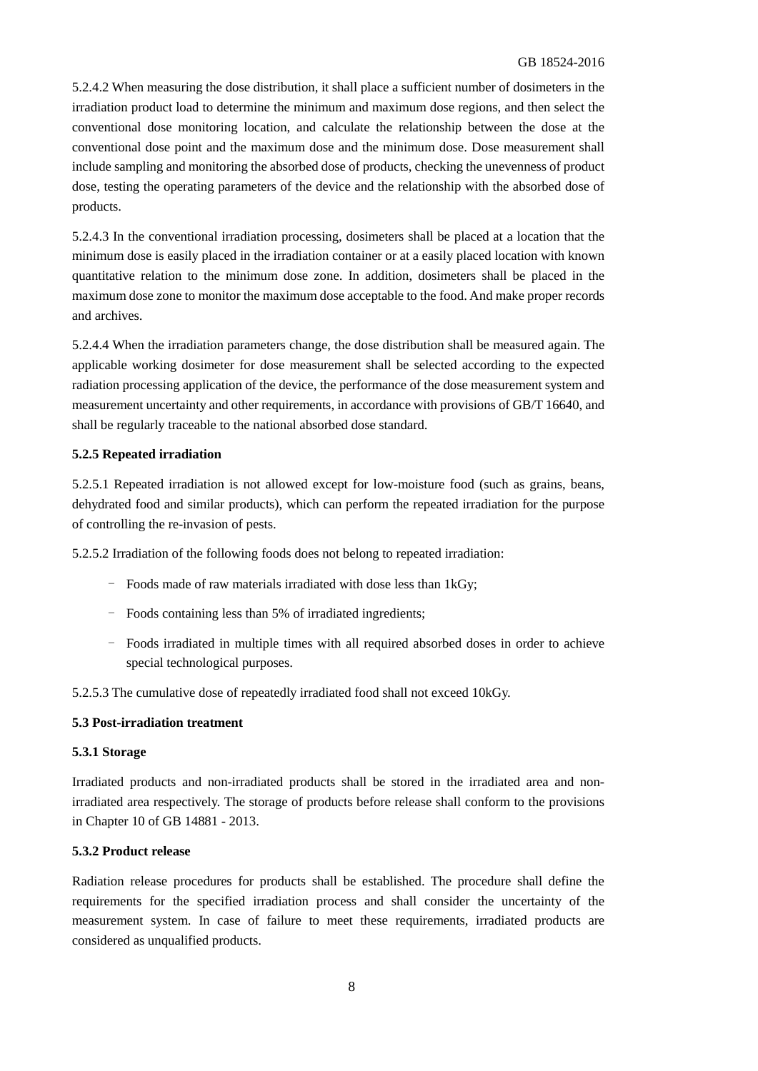5.2.4.2 When measuring the dose distribution, it shall place a sufficient number of dosimeters in the irradiation product load to determine the minimum and maximum dose regions, and then select the conventional dose monitoring location, and calculate the relationship between the dose at the conventional dose point and the maximum dose and the minimum dose. Dose measurement shall include sampling and monitoring the absorbed dose of products, checking the unevenness of product dose, testing the operating parameters of the device and the relationship with the absorbed dose of products.

5.2.4.3 In the conventional irradiation processing, dosimeters shall be placed at a location that the minimum dose is easily placed in the irradiation container or at a easily placed location with known quantitative relation to the minimum dose zone. In addition, dosimeters shall be placed in the maximum dose zone to monitor the maximum dose acceptable to the food. And make proper records and archives.

5.2.4.4 When the irradiation parameters change, the dose distribution shall be measured again. The applicable working dosimeter for dose measurement shall be selected according to the expected radiation processing application of the device, the performance of the dose measurement system and measurement uncertainty and other requirements, in accordance with provisions of GB/T 16640, and shall be regularly traceable to the national absorbed dose standard.

**5.2.5 Repeated irradiation**

5.2.5.1 Repeated irradiation is not allowed except for low-moisture food (such as grains, beans, dehydrated food and similar products), which can perform the repeated irradiation for the purpose of controlling the re-invasion of pests.

5.2.5.2 Irradiation of the following foods does not belong to repeated irradiation:

- Foods made of raw materials irradiated with dose less than 1kGy;
- Foods containing less than 5% of irradiated ingredients;
- Foods irradiated in multiple times with all required absorbed doses in order to achieve special technological purposes.

5.2.5.3 The cumulative dose of repeatedly irradiated food shall not exceed 10kGy.

**5.3 Post-irradiation treatment**

**5.3.1 Storage**

Irradiated products and non-irradiated products shall be stored in the irradiated area and non-irradiated area respectively. The storage of products before release shall conform to the provisions in Chapter 10 of GB 14881 - 2013.

**5.3.2 Product release**

Radiation release procedures for products shall be established. The procedure shall define the requirements for the specified irradiation process and shall consider the uncertainty of the measurement system. In case of failure to meet these requirements, irradiated products are considered as unqualified products.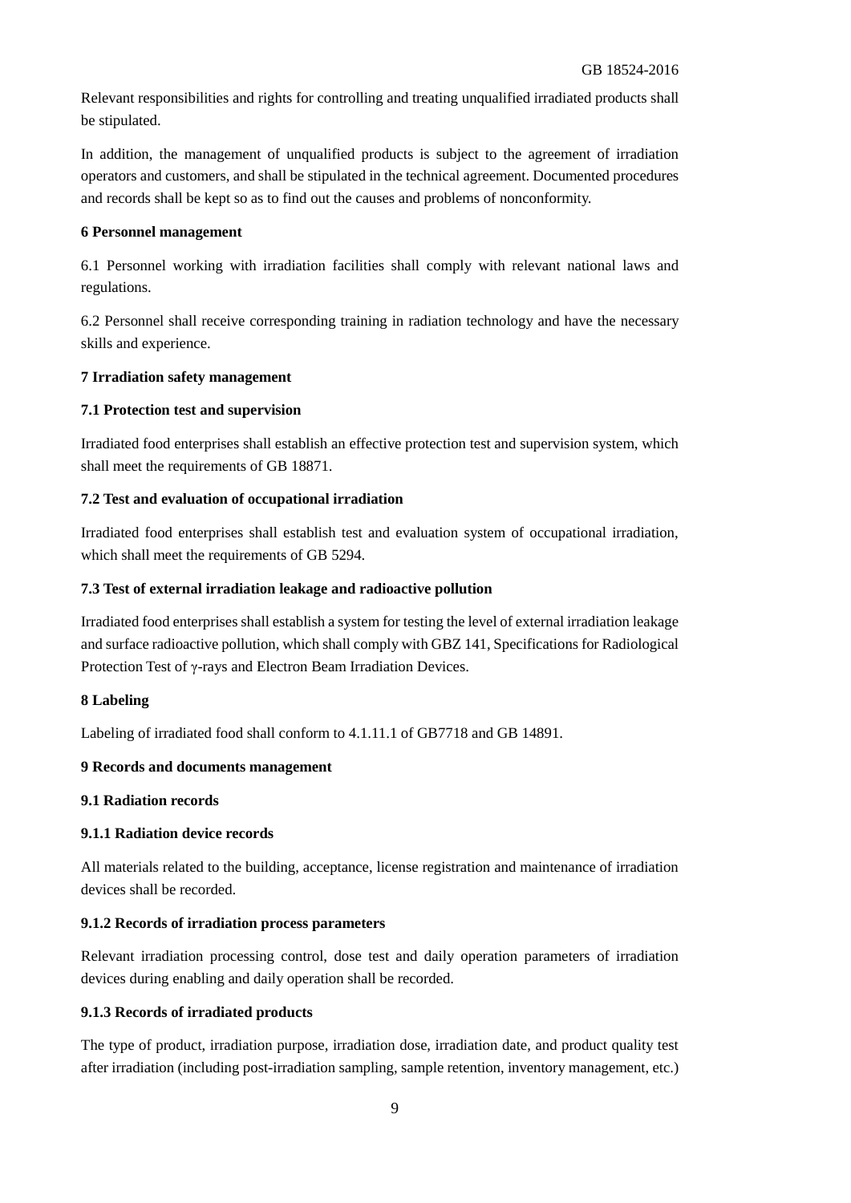Relevant responsibilities and rights for controlling and treating unqualified irradiated products shall be stipulated.

In addition, the management of unqualified products is subject to the agreement of irradiation operators and customers, and shall be stipulated in the technical agreement. Documented procedures and records shall be kept so as to find out the causes and problems of nonconformity.

## 6 Personnel management

6.1 Personnel working with irradiation facilities shall comply with relevant national laws and regulations.

6.2 Personnel shall receive corresponding training in radiation technology and have the necessary skills and experience.

## 7 Irradiation safety management

### 7.1 Protection test and supervision

Irradiated food enterprises shall establish an effective protection test and supervision system, which shall meet the requirements of GB 18871.

### 7.2 Test and evaluation of occupational irradiation

Irradiated food enterprises shall establish test and evaluation system of occupational irradiation, which shall meet the requirements of GB 5294.

### 7.3 Test of external irradiation leakage and radioactive pollution

Irradiated food enterprises shall establish a system for testing the level of external irradiation leakage and surface radioactive pollution, which shall comply with GBZ 141, Specifications for Radiological Protection Test of γ-rays and Electron Beam Irradiation Devices.

## 8 Labeling

Labeling of irradiated food shall conform to 4.1.11.1 of GB7718 and GB 14891.

## 9 Records and documents management

### 9.1 Radiation records

#### 9.1.1 Radiation device records

All materials related to the building, acceptance, license registration and maintenance of irradiation devices shall be recorded.

#### 9.1.2 Records of irradiation process parameters

Relevant irradiation processing control, dose test and daily operation parameters of irradiation devices during enabling and daily operation shall be recorded.

#### 9.1.3 Records of irradiated products

The type of product, irradiation purpose, irradiation dose, irradiation date, and product quality test after irradiation (including post-irradiation sampling, sample retention, inventory management, etc.)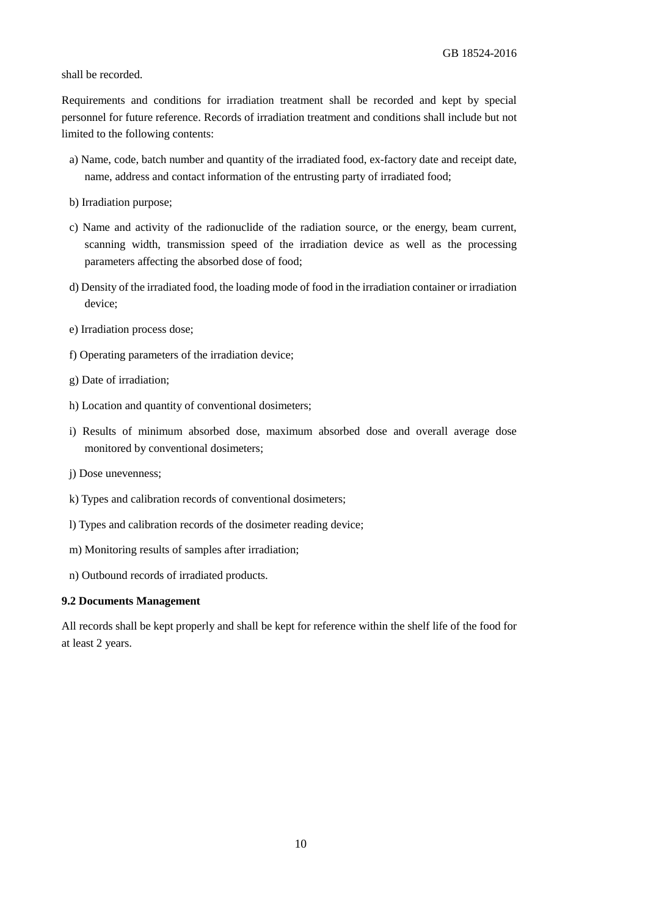shall be recorded.

Requirements and conditions for irradiation treatment shall be recorded and kept by special personnel for future reference. Records of irradiation treatment and conditions shall include but not limited to the following contents:

a) Name, code, batch number and quantity of the irradiated food, ex-factory date and receipt date, name, address and contact information of the entrusting party of irradiated food;

b) Irradiation purpose;

c) Name and activity of the radionuclide of the radiation source, or the energy, beam current, scanning width, transmission speed of the irradiation device as well as the processing parameters affecting the absorbed dose of food;

d) Density of the irradiated food, the loading mode of food in the irradiation container or irradiation device;

e) Irradiation process dose;

f) Operating parameters of the irradiation device;

g) Date of irradiation;

h) Location and quantity of conventional dosimeters;

i) Results of minimum absorbed dose, maximum absorbed dose and overall average dose monitored by conventional dosimeters;

j) Dose unevenness;

k) Types and calibration records of conventional dosimeters;

l) Types and calibration records of the dosimeter reading device;

m) Monitoring results of samples after irradiation;

n) Outbound records of irradiated products.

**9.2 Documents Management**

All records shall be kept properly and shall be kept for reference within the shelf life of the food for at least 2 years.